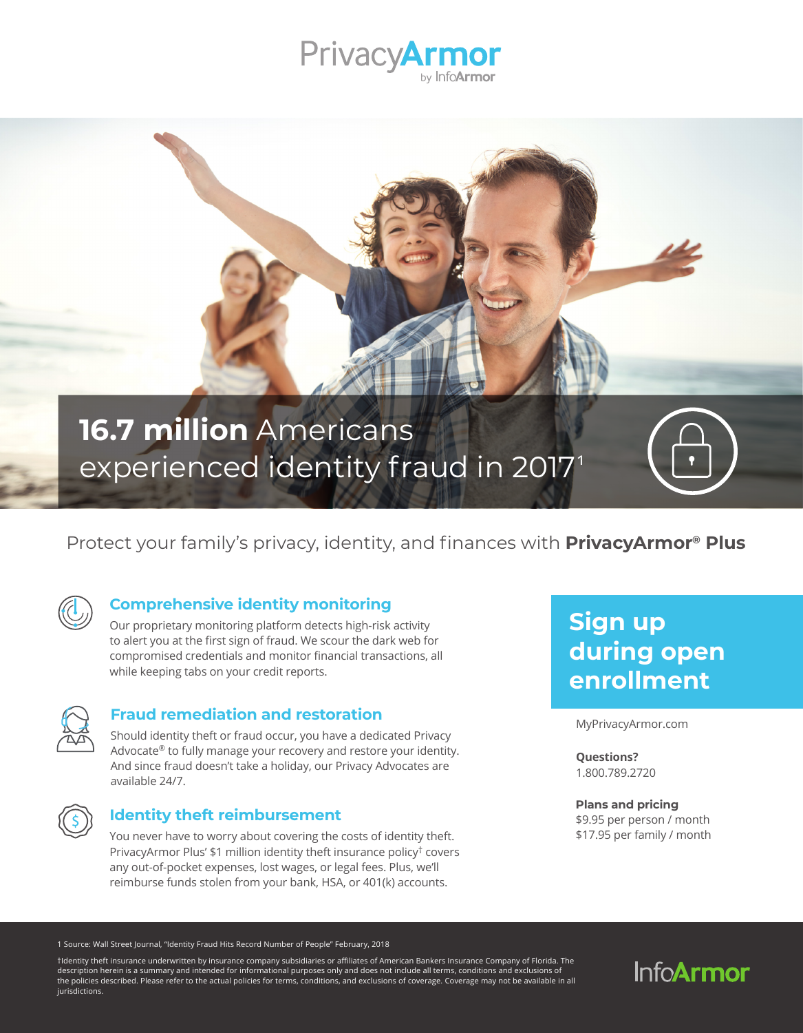# PrivacyArmor by InfoArmor

## **16.7 million** Americans experienced identity fraud in 2017[1]

Protect your family's privacy, identity, and finances with **PrivacyArmor® Plus**

### Comprehensive identity monitoring

Our proprietary monitoring platform detects high-risk activity to alert you at the first sign of fraud. We scour the dark web for compromised credentials and monitor financial transactions, all while keeping tabs on your credit reports.

### Fraud remediation and restoration

Should identity theft or fraud occur, you have a dedicated Privacy Advocate® to fully manage your recovery and restore your identity. And since fraud doesn't take a holiday, our Privacy Advocates are available 24/7.

### Identity theft reimbursement

You never have to worry about covering the costs of identity theft. PrivacyArmor Plus' $1 million identity theft insurance policy† covers any out-of-pocket expenses, lost wages, or legal fees. Plus, we'll reimburse funds stolen from your bank, HSA, or 401(k) accounts.

## Sign up during open enrollment

MyPrivacyArmor.com

**Questions?**
1.800.789.2720

**Plans and pricing**
$9.95 per person / month
$17.95 per family / month

1 Source: Wall Street Journal, "Identity Fraud Hits Record Number of People" February, 2018

†Identity theft insurance underwritten by insurance company subsidiaries or affiliates of American Bankers Insurance Company of Florida. The description herein is a summary and intended for informational purposes only and does not include all terms, conditions and exclusions of the policies described. Please refer to the actual policies for terms, conditions, and exclusions of coverage. Coverage may not be available in all jurisdictions.

InfoArmor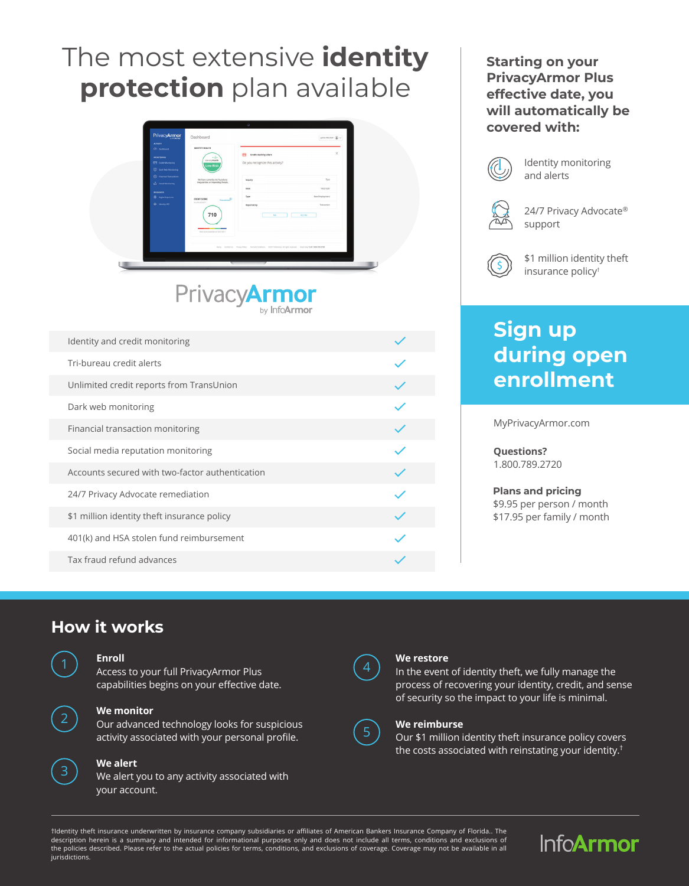# The most extensive **identity protection** plan available

PrivacyArmor by InfoArmor

| | |
|---|---|
| Identity and credit monitoring | ✓ |
| Tri-bureau credit alerts | ✓ |
| Unlimited credit reports from TransUnion | ✓ |
| Dark web monitoring | ✓ |
| Financial transaction monitoring | ✓ |
| Social media reputation monitoring | ✓ |
| Accounts secured with two-factor authentication | ✓ |
| 24/7 Privacy Advocate remediation | ✓ |
| $1 million identity theft insurance policy | ✓ |
| 401(k) and HSA stolen fund reimbursement | ✓ |
| Tax fraud refund advances | ✓ |

**Starting on your PrivacyArmor Plus effective date, you will automatically be covered with:**

- Identity monitoring and alerts
- 24/7 Privacy Advocate® support
- $1 million identity theft insurance policy†

## Sign up during open enrollment

MyPrivacyArmor.com

**Questions?**
1.800.789.2720

**Plans and pricing**
$9.95 per person / month
$17.95 per family / month

## How it works

1. **Enroll**
   Access to your full PrivacyArmor Plus capabilities begins on your effective date.
2. **We monitor**
   Our advanced technology looks for suspicious activity associated with your personal profile.
3. **We alert**
   We alert you to any activity associated with your account.
4. **We restore**
   In the event of identity theft, we fully manage the process of recovering your identity, credit, and sense of security so the impact to your life is minimal.
5. **We reimburse**
   Our $1 million identity theft insurance policy covers the costs associated with reinstating your identity.†

†Identity theft insurance underwritten by insurance company subsidiaries or affiliates of American Bankers Insurance Company of Florida.. The description herein is a summary and intended for informational purposes only and does not include all terms, conditions and exclusions of the policies described. Please refer to the actual policies for terms, conditions, and exclusions of coverage. Coverage may not be available in all jurisdictions.

InfoArmor